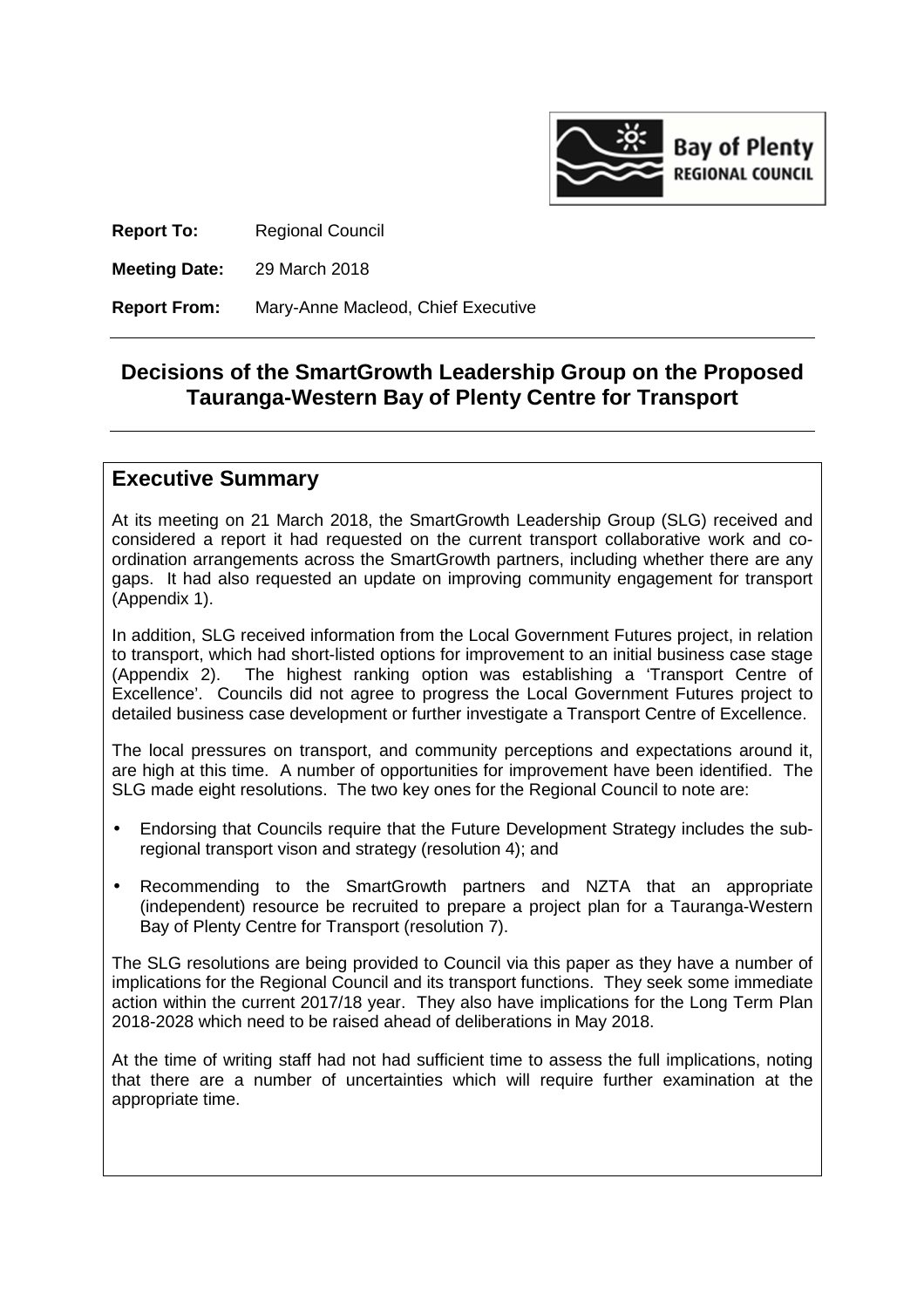**Report To:** Regional Council

**Meeting Date:** 29 March 2018

**Report From:** Mary-Anne Macleod, Chief Executive

# Decisions of the SmartGrowth Leadership Group on the Proposed Tauranga-Western Bay of Plenty Centre for Transport

## Executive Summary

At its meeting on 21 March 2018, the SmartGrowth Leadership Group (SLG) received and considered a report it had requested on the current transport collaborative work and co-ordination arrangements across the SmartGrowth partners, including whether there are any gaps. It had also requested an update on improving community engagement for transport (Appendix 1).

In addition, SLG received information from the Local Government Futures project, in relation to transport, which had short-listed options for improvement to an initial business case stage (Appendix 2). The highest ranking option was establishing a 'Transport Centre of Excellence'. Councils did not agree to progress the Local Government Futures project to detailed business case development or further investigate a Transport Centre of Excellence.

The local pressures on transport, and community perceptions and expectations around it, are high at this time. A number of opportunities for improvement have been identified. The SLG made eight resolutions. The two key ones for the Regional Council to note are:

- Endorsing that Councils require that the Future Development Strategy includes the sub-regional transport vison and strategy (resolution 4); and
- Recommending to the SmartGrowth partners and NZTA that an appropriate (independent) resource be recruited to prepare a project plan for a Tauranga-Western Bay of Plenty Centre for Transport (resolution 7).

The SLG resolutions are being provided to Council via this paper as they have a number of implications for the Regional Council and its transport functions. They seek some immediate action within the current 2017/18 year. They also have implications for the Long Term Plan 2018-2028 which need to be raised ahead of deliberations in May 2018.

At the time of writing staff had not had sufficient time to assess the full implications, noting that there are a number of uncertainties which will require further examination at the appropriate time.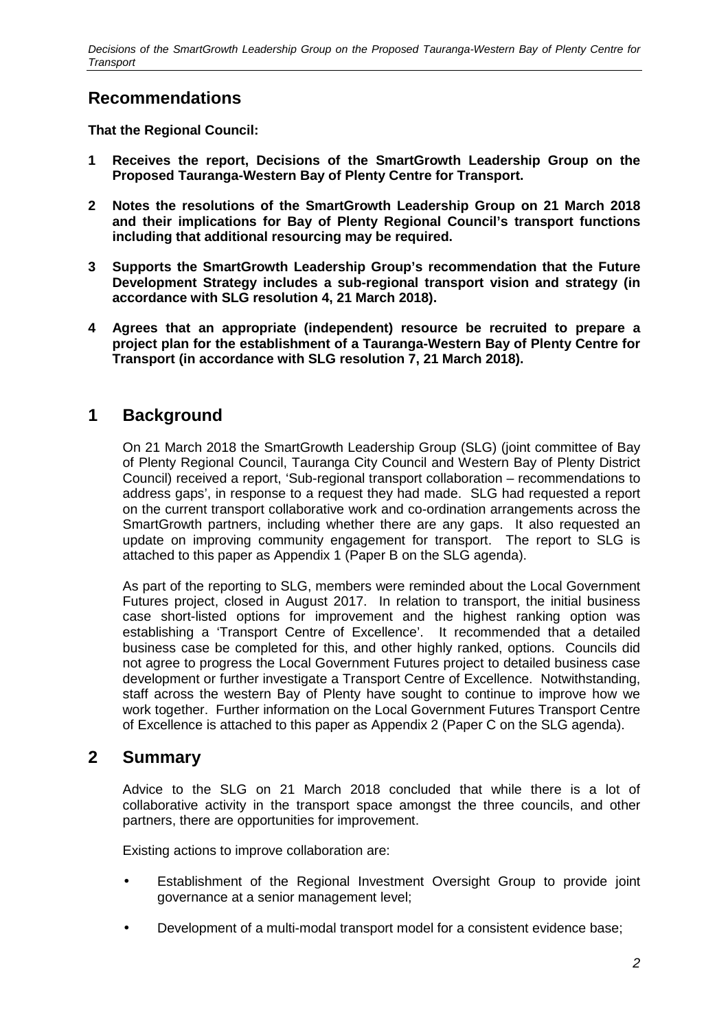## Recommendations

**That the Regional Council:**

**1 Receives the report, Decisions of the SmartGrowth Leadership Group on the Proposed Tauranga-Western Bay of Plenty Centre for Transport.**

**2 Notes the resolutions of the SmartGrowth Leadership Group on 21 March 2018 and their implications for Bay of Plenty Regional Council's transport functions including that additional resourcing may be required.**

**3 Supports the SmartGrowth Leadership Group's recommendation that the Future Development Strategy includes a sub-regional transport vision and strategy (in accordance with SLG resolution 4, 21 March 2018).**

**4 Agrees that an appropriate (independent) resource be recruited to prepare a project plan for the establishment of a Tauranga-Western Bay of Plenty Centre for Transport (in accordance with SLG resolution 7, 21 March 2018).**

## 1 Background

On 21 March 2018 the SmartGrowth Leadership Group (SLG) (joint committee of Bay of Plenty Regional Council, Tauranga City Council and Western Bay of Plenty District Council) received a report, 'Sub-regional transport collaboration – recommendations to address gaps', in response to a request they had made. SLG had requested a report on the current transport collaborative work and co-ordination arrangements across the SmartGrowth partners, including whether there are any gaps. It also requested an update on improving community engagement for transport. The report to SLG is attached to this paper as Appendix 1 (Paper B on the SLG agenda).

As part of the reporting to SLG, members were reminded about the Local Government Futures project, closed in August 2017. In relation to transport, the initial business case short-listed options for improvement and the highest ranking option was establishing a 'Transport Centre of Excellence'. It recommended that a detailed business case be completed for this, and other highly ranked, options. Councils did not agree to progress the Local Government Futures project to detailed business case development or further investigate a Transport Centre of Excellence. Notwithstanding, staff across the western Bay of Plenty have sought to continue to improve how we work together. Further information on the Local Government Futures Transport Centre of Excellence is attached to this paper as Appendix 2 (Paper C on the SLG agenda).

## 2 Summary

Advice to the SLG on 21 March 2018 concluded that while there is a lot of collaborative activity in the transport space amongst the three councils, and other partners, there are opportunities for improvement.

Existing actions to improve collaboration are:

- Establishment of the Regional Investment Oversight Group to provide joint governance at a senior management level;
- Development of a multi-modal transport model for a consistent evidence base;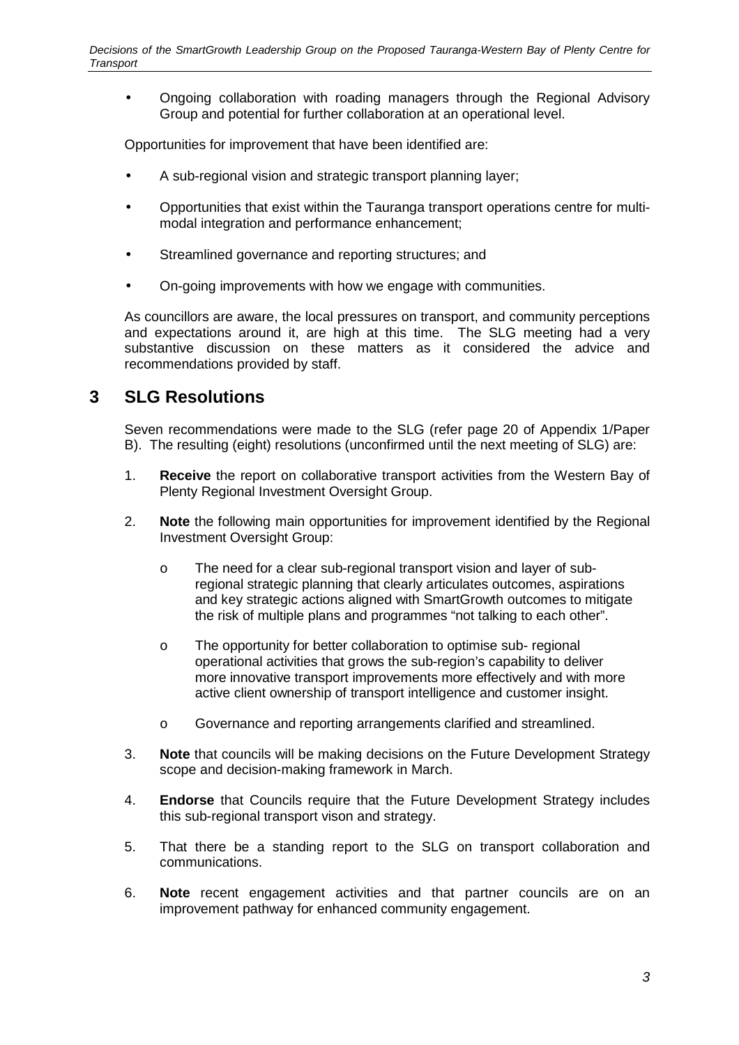- Ongoing collaboration with roading managers through the Regional Advisory Group and potential for further collaboration at an operational level.

Opportunities for improvement that have been identified are:

- A sub-regional vision and strategic transport planning layer;
- Opportunities that exist within the Tauranga transport operations centre for multi-modal integration and performance enhancement;
- Streamlined governance and reporting structures; and
- On-going improvements with how we engage with communities.

As councillors are aware, the local pressures on transport, and community perceptions and expectations around it, are high at this time. The SLG meeting had a very substantive discussion on these matters as it considered the advice and recommendations provided by staff.

## 3 SLG Resolutions

Seven recommendations were made to the SLG (refer page 20 of Appendix 1/Paper B). The resulting (eight) resolutions (unconfirmed until the next meeting of SLG) are:

1. **Receive** the report on collaborative transport activities from the Western Bay of Plenty Regional Investment Oversight Group.

2. **Note** the following main opportunities for improvement identified by the Regional Investment Oversight Group:

   - The need for a clear sub-regional transport vision and layer of sub-regional strategic planning that clearly articulates outcomes, aspirations and key strategic actions aligned with SmartGrowth outcomes to mitigate the risk of multiple plans and programmes "not talking to each other".

   - The opportunity for better collaboration to optimise sub- regional operational activities that grows the sub-region's capability to deliver more innovative transport improvements more effectively and with more active client ownership of transport intelligence and customer insight.

   - Governance and reporting arrangements clarified and streamlined.

3. **Note** that councils will be making decisions on the Future Development Strategy scope and decision-making framework in March.

4. **Endorse** that Councils require that the Future Development Strategy includes this sub-regional transport vison and strategy.

5. That there be a standing report to the SLG on transport collaboration and communications.

6. **Note** recent engagement activities and that partner councils are on an improvement pathway for enhanced community engagement.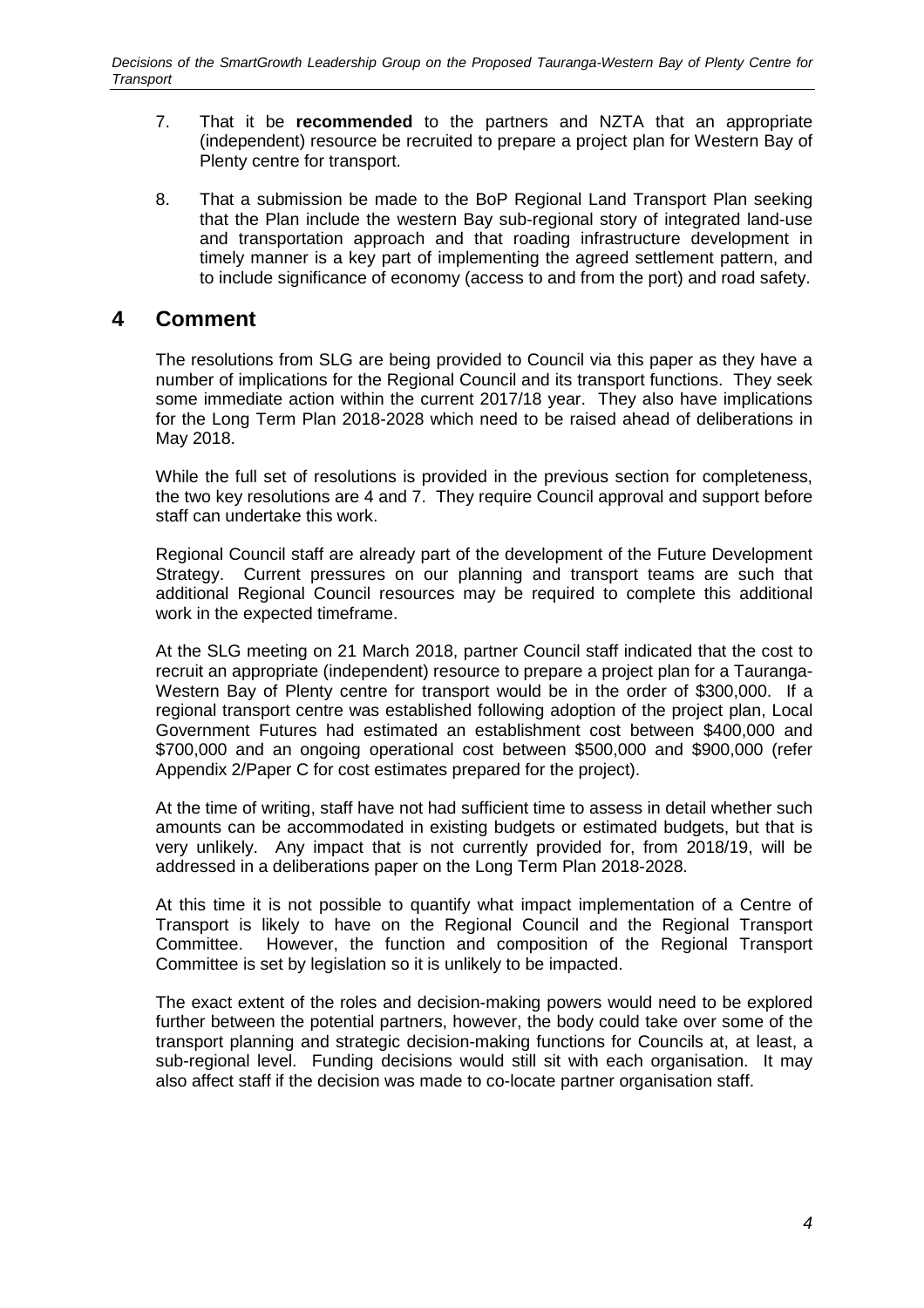7. That it be **recommended** to the partners and NZTA that an appropriate (independent) resource be recruited to prepare a project plan for Western Bay of Plenty centre for transport.

8. That a submission be made to the BoP Regional Land Transport Plan seeking that the Plan include the western Bay sub-regional story of integrated land-use and transportation approach and that roading infrastructure development in timely manner is a key part of implementing the agreed settlement pattern, and to include significance of economy (access to and from the port) and road safety.

# 4 Comment

The resolutions from SLG are being provided to Council via this paper as they have a number of implications for the Regional Council and its transport functions. They seek some immediate action within the current 2017/18 year. They also have implications for the Long Term Plan 2018-2028 which need to be raised ahead of deliberations in May 2018.

While the full set of resolutions is provided in the previous section for completeness, the two key resolutions are 4 and 7. They require Council approval and support before staff can undertake this work.

Regional Council staff are already part of the development of the Future Development Strategy. Current pressures on our planning and transport teams are such that additional Regional Council resources may be required to complete this additional work in the expected timeframe.

At the SLG meeting on 21 March 2018, partner Council staff indicated that the cost to recruit an appropriate (independent) resource to prepare a project plan for a Tauranga-Western Bay of Plenty centre for transport would be in the order of $300,000. If a regional transport centre was established following adoption of the project plan, Local Government Futures had estimated an establishment cost between $400,000 and $700,000 and an ongoing operational cost between $500,000 and $900,000 (refer Appendix 2/Paper C for cost estimates prepared for the project).

At the time of writing, staff have not had sufficient time to assess in detail whether such amounts can be accommodated in existing budgets or estimated budgets, but that is very unlikely. Any impact that is not currently provided for, from 2018/19, will be addressed in a deliberations paper on the Long Term Plan 2018-2028.

At this time it is not possible to quantify what impact implementation of a Centre of Transport is likely to have on the Regional Council and the Regional Transport Committee. However, the function and composition of the Regional Transport Committee is set by legislation so it is unlikely to be impacted.

The exact extent of the roles and decision-making powers would need to be explored further between the potential partners, however, the body could take over some of the transport planning and strategic decision-making functions for Councils at, at least, a sub-regional level. Funding decisions would still sit with each organisation. It may also affect staff if the decision was made to co-locate partner organisation staff.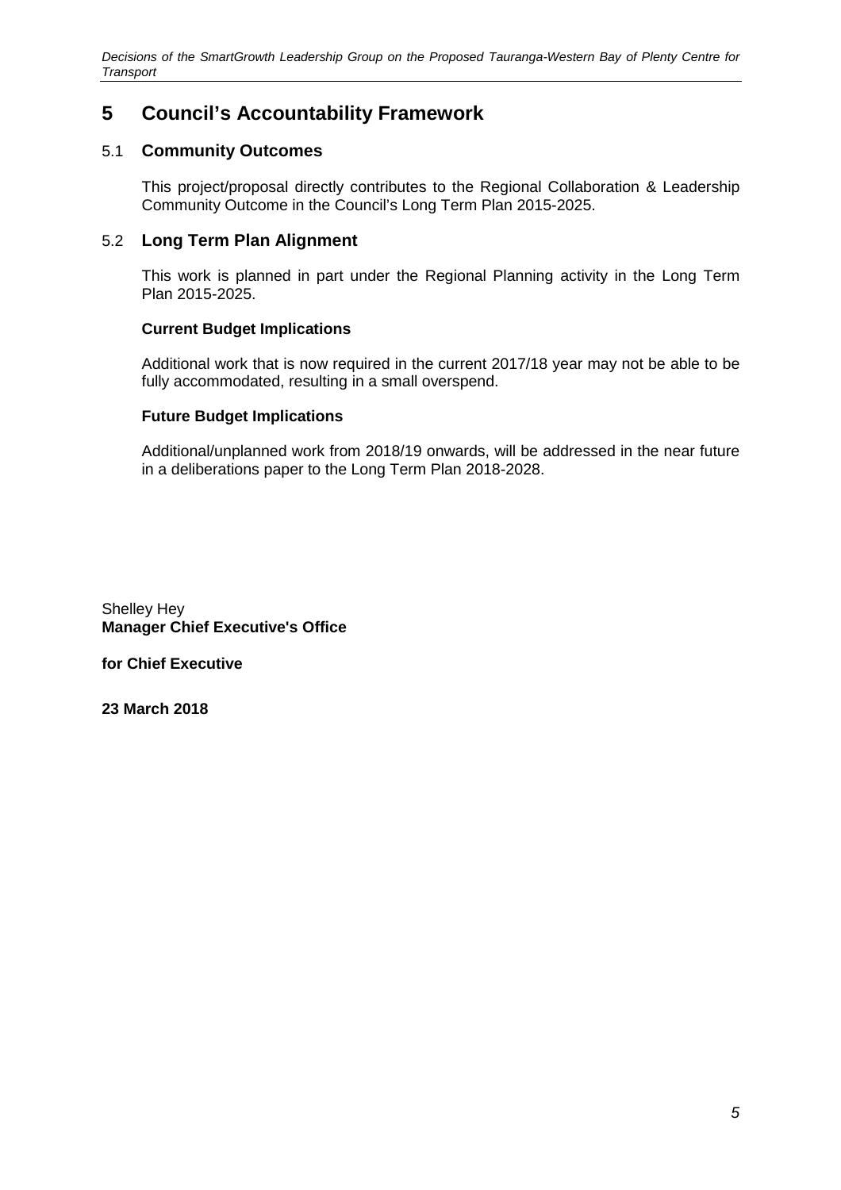# 5 Council's Accountability Framework

## 5.1 Community Outcomes

This project/proposal directly contributes to the Regional Collaboration & Leadership Community Outcome in the Council's Long Term Plan 2015-2025.

## 5.2 Long Term Plan Alignment

This work is planned in part under the Regional Planning activity in the Long Term Plan 2015-2025.

### Current Budget Implications

Additional work that is now required in the current 2017/18 year may not be able to be fully accommodated, resulting in a small overspend.

### Future Budget Implications

Additional/unplanned work from 2018/19 onwards, will be addressed in the near future in a deliberations paper to the Long Term Plan 2018-2028.

Shelley Hey
**Manager Chief Executive's Office**

**for Chief Executive**

**23 March 2018**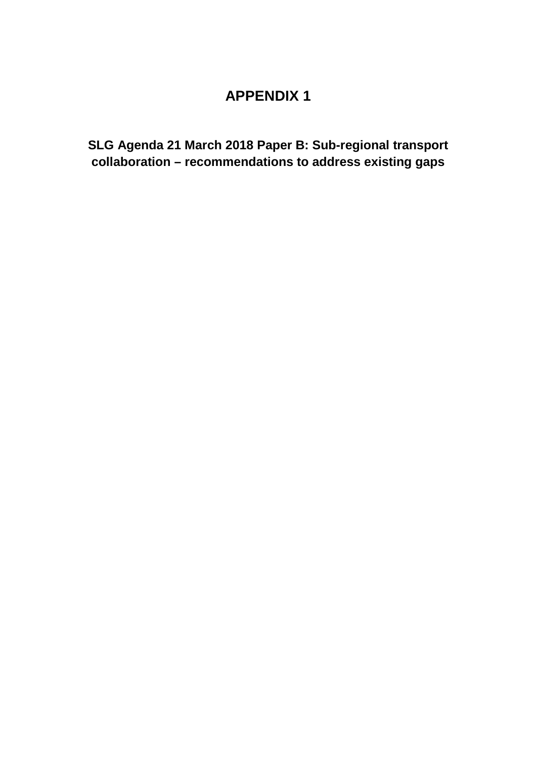# APPENDIX 1

**SLG Agenda 21 March 2018 Paper B: Sub-regional transport collaboration – recommendations to address existing gaps**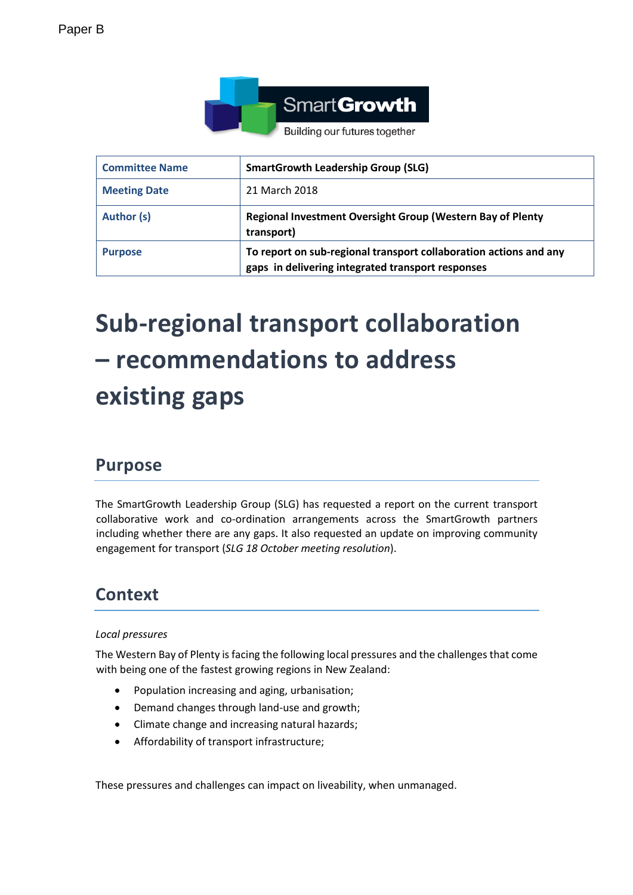Paper B

| Committee Name | SmartGrowth Leadership Group (SLG) |
| --- | --- |
| Meeting Date | 21 March 2018 |
| Author (s) | Regional Investment Oversight Group (Western Bay of Plenty transport) |
| Purpose | To report on sub-regional transport collaboration actions and any gaps in delivering integrated transport responses |

# Sub-regional transport collaboration – recommendations to address existing gaps

## Purpose

The SmartGrowth Leadership Group (SLG) has requested a report on the current transport collaborative work and co-ordination arrangements across the SmartGrowth partners including whether there are any gaps. It also requested an update on improving community engagement for transport (*SLG 18 October meeting resolution*).

## Context

*Local pressures*

The Western Bay of Plenty is facing the following local pressures and the challenges that come with being one of the fastest growing regions in New Zealand:

- Population increasing and aging, urbanisation;
- Demand changes through land-use and growth;
- Climate change and increasing natural hazards;
- Affordability of transport infrastructure;

These pressures and challenges can impact on liveability, when unmanaged.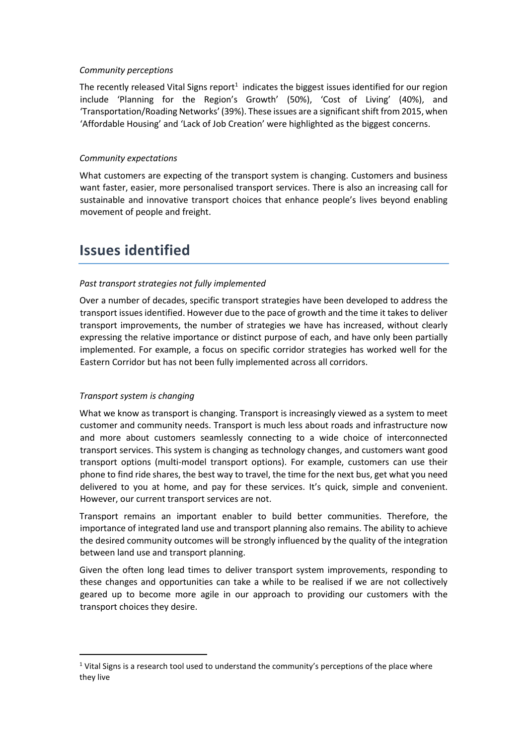*Community perceptions*

The recently released Vital Signs report[1] indicates the biggest issues identified for our region include 'Planning for the Region's Growth' (50%), 'Cost of Living' (40%), and 'Transportation/Roading Networks' (39%). These issues are a significant shift from 2015, when 'Affordable Housing' and 'Lack of Job Creation' were highlighted as the biggest concerns.

*Community expectations*

What customers are expecting of the transport system is changing. Customers and business want faster, easier, more personalised transport services. There is also an increasing call for sustainable and innovative transport choices that enhance people's lives beyond enabling movement of people and freight.

# Issues identified

*Past transport strategies not fully implemented*

Over a number of decades, specific transport strategies have been developed to address the transport issues identified. However due to the pace of growth and the time it takes to deliver transport improvements, the number of strategies we have has increased, without clearly expressing the relative importance or distinct purpose of each, and have only been partially implemented. For example, a focus on specific corridor strategies has worked well for the Eastern Corridor but has not been fully implemented across all corridors.

*Transport system is changing*

What we know as transport is changing. Transport is increasingly viewed as a system to meet customer and community needs. Transport is much less about roads and infrastructure now and more about customers seamlessly connecting to a wide choice of interconnected transport services. This system is changing as technology changes, and customers want good transport options (multi-model transport options). For example, customers can use their phone to find ride shares, the best way to travel, the time for the next bus, get what you need delivered to you at home, and pay for these services. It's quick, simple and convenient. However, our current transport services are not.

Transport remains an important enabler to build better communities. Therefore, the importance of integrated land use and transport planning also remains. The ability to achieve the desired community outcomes will be strongly influenced by the quality of the integration between land use and transport planning.

Given the often long lead times to deliver transport system improvements, responding to these changes and opportunities can take a while to be realised if we are not collectively geared up to become more agile in our approach to providing our customers with the transport choices they desire.

[1] Vital Signs is a research tool used to understand the community's perceptions of the place where they live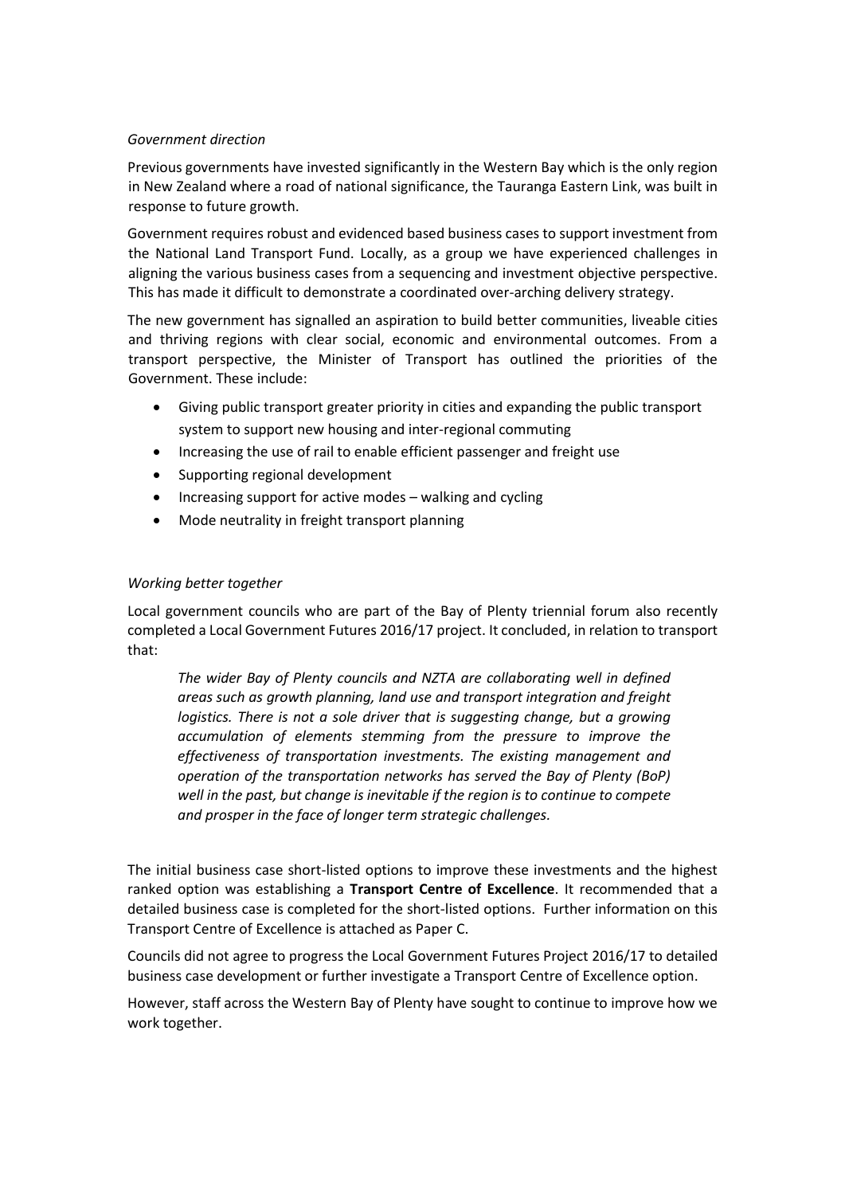*Government direction*

Previous governments have invested significantly in the Western Bay which is the only region in New Zealand where a road of national significance, the Tauranga Eastern Link, was built in response to future growth.

Government requires robust and evidenced based business cases to support investment from the National Land Transport Fund. Locally, as a group we have experienced challenges in aligning the various business cases from a sequencing and investment objective perspective. This has made it difficult to demonstrate a coordinated over-arching delivery strategy.

The new government has signalled an aspiration to build better communities, liveable cities and thriving regions with clear social, economic and environmental outcomes. From a transport perspective, the Minister of Transport has outlined the priorities of the Government. These include:

- Giving public transport greater priority in cities and expanding the public transport system to support new housing and inter-regional commuting
- Increasing the use of rail to enable efficient passenger and freight use
- Supporting regional development
- Increasing support for active modes – walking and cycling
- Mode neutrality in freight transport planning

*Working better together*

Local government councils who are part of the Bay of Plenty triennial forum also recently completed a Local Government Futures 2016/17 project. It concluded, in relation to transport that:

> *The wider Bay of Plenty councils and NZTA are collaborating well in defined areas such as growth planning, land use and transport integration and freight logistics. There is not a sole driver that is suggesting change, but a growing accumulation of elements stemming from the pressure to improve the effectiveness of transportation investments. The existing management and operation of the transportation networks has served the Bay of Plenty (BoP) well in the past, but change is inevitable if the region is to continue to compete and prosper in the face of longer term strategic challenges.*

The initial business case short-listed options to improve these investments and the highest ranked option was establishing a **Transport Centre of Excellence**. It recommended that a detailed business case is completed for the short-listed options. Further information on this Transport Centre of Excellence is attached as Paper C.

Councils did not agree to progress the Local Government Futures Project 2016/17 to detailed business case development or further investigate a Transport Centre of Excellence option.

However, staff across the Western Bay of Plenty have sought to continue to improve how we work together.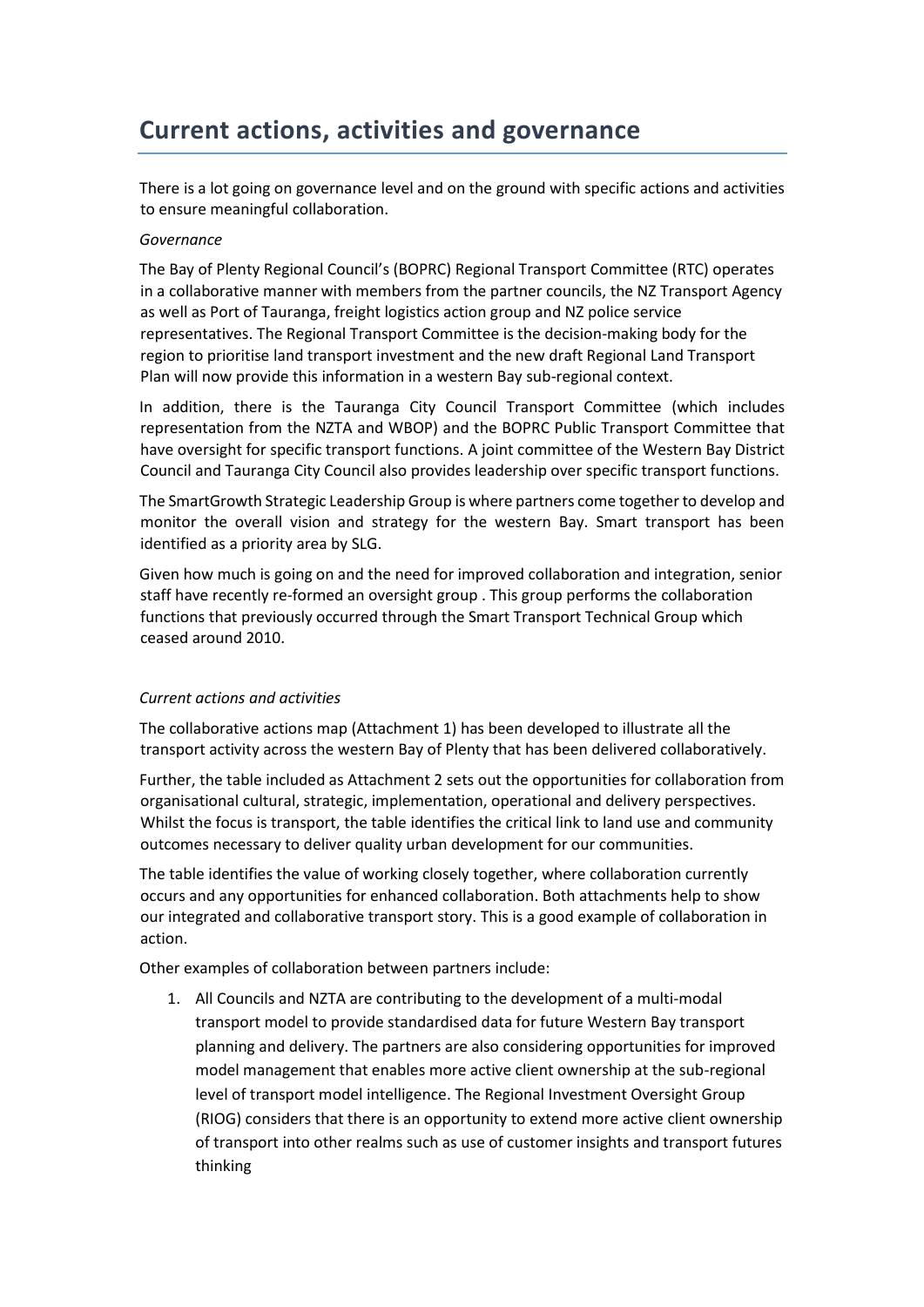## Current actions, activities and governance

There is a lot going on governance level and on the ground with specific actions and activities to ensure meaningful collaboration.

*Governance*

The Bay of Plenty Regional Council's (BOPRC) Regional Transport Committee (RTC) operates in a collaborative manner with members from the partner councils, the NZ Transport Agency as well as Port of Tauranga, freight logistics action group and NZ police service representatives. The Regional Transport Committee is the decision-making body for the region to prioritise land transport investment and the new draft Regional Land Transport Plan will now provide this information in a western Bay sub-regional context.

In addition, there is the Tauranga City Council Transport Committee (which includes representation from the NZTA and WBOP) and the BOPRC Public Transport Committee that have oversight for specific transport functions. A joint committee of the Western Bay District Council and Tauranga City Council also provides leadership over specific transport functions.

The SmartGrowth Strategic Leadership Group is where partners come together to develop and monitor the overall vision and strategy for the western Bay. Smart transport has been identified as a priority area by SLG.

Given how much is going on and the need for improved collaboration and integration, senior staff have recently re-formed an oversight group . This group performs the collaboration functions that previously occurred through the Smart Transport Technical Group which ceased around 2010.

*Current actions and activities*

The collaborative actions map (Attachment 1) has been developed to illustrate all the transport activity across the western Bay of Plenty that has been delivered collaboratively.

Further, the table included as Attachment 2 sets out the opportunities for collaboration from organisational cultural, strategic, implementation, operational and delivery perspectives. Whilst the focus is transport, the table identifies the critical link to land use and community outcomes necessary to deliver quality urban development for our communities.

The table identifies the value of working closely together, where collaboration currently occurs and any opportunities for enhanced collaboration. Both attachments help to show our integrated and collaborative transport story. This is a good example of collaboration in action.

Other examples of collaboration between partners include:

1. All Councils and NZTA are contributing to the development of a multi-modal transport model to provide standardised data for future Western Bay transport planning and delivery. The partners are also considering opportunities for improved model management that enables more active client ownership at the sub-regional level of transport model intelligence. The Regional Investment Oversight Group (RIOG) considers that there is an opportunity to extend more active client ownership of transport into other realms such as use of customer insights and transport futures thinking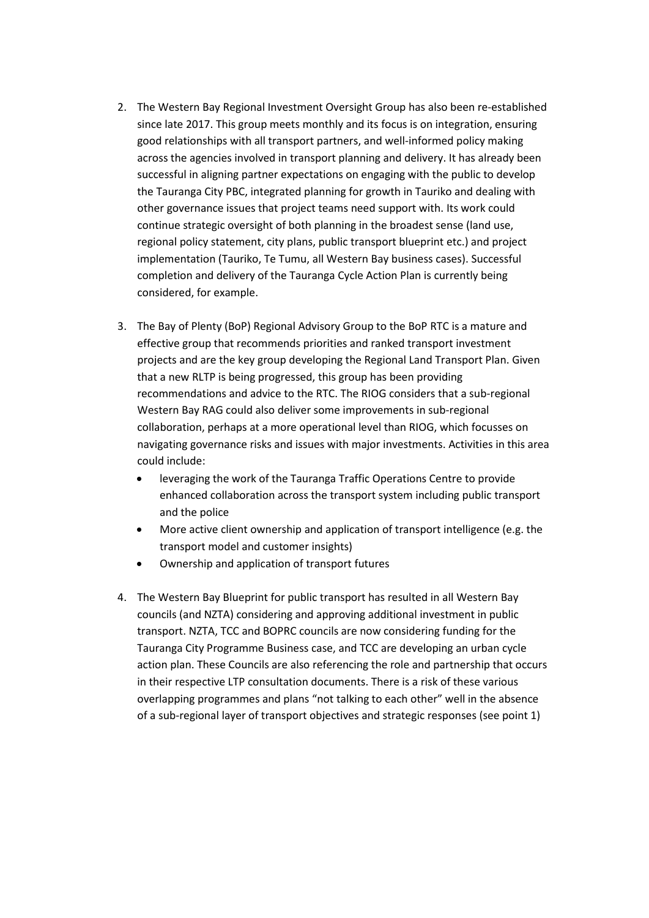2. The Western Bay Regional Investment Oversight Group has also been re-established since late 2017. This group meets monthly and its focus is on integration, ensuring good relationships with all transport partners, and well-informed policy making across the agencies involved in transport planning and delivery. It has already been successful in aligning partner expectations on engaging with the public to develop the Tauranga City PBC, integrated planning for growth in Tauriko and dealing with other governance issues that project teams need support with. Its work could continue strategic oversight of both planning in the broadest sense (land use, regional policy statement, city plans, public transport blueprint etc.) and project implementation (Tauriko, Te Tumu, all Western Bay business cases). Successful completion and delivery of the Tauranga Cycle Action Plan is currently being considered, for example.

3. The Bay of Plenty (BoP) Regional Advisory Group to the BoP RTC is a mature and effective group that recommends priorities and ranked transport investment projects and are the key group developing the Regional Land Transport Plan. Given that a new RLTP is being progressed, this group has been providing recommendations and advice to the RTC. The RIOG considers that a sub-regional Western Bay RAG could also deliver some improvements in sub-regional collaboration, perhaps at a more operational level than RIOG, which focusses on navigating governance risks and issues with major investments. Activities in this area could include:
   - leveraging the work of the Tauranga Traffic Operations Centre to provide enhanced collaboration across the transport system including public transport and the police
   - More active client ownership and application of transport intelligence (e.g. the transport model and customer insights)
   - Ownership and application of transport futures

4. The Western Bay Blueprint for public transport has resulted in all Western Bay councils (and NZTA) considering and approving additional investment in public transport. NZTA, TCC and BOPRC councils are now considering funding for the Tauranga City Programme Business case, and TCC are developing an urban cycle action plan. These Councils are also referencing the role and partnership that occurs in their respective LTP consultation documents. There is a risk of these various overlapping programmes and plans "not talking to each other" well in the absence of a sub-regional layer of transport objectives and strategic responses (see point 1)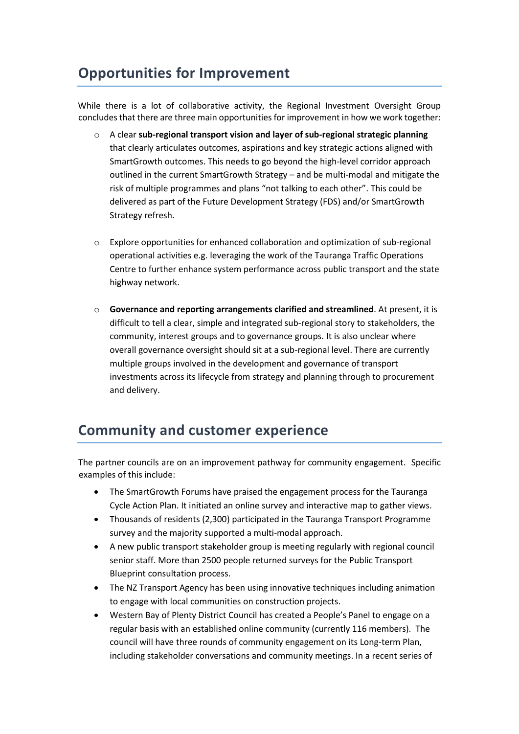## Opportunities for Improvement

While there is a lot of collaborative activity, the Regional Investment Oversight Group concludes that there are three main opportunities for improvement in how we work together:

- A clear **sub-regional transport vision and layer of sub-regional strategic planning** that clearly articulates outcomes, aspirations and key strategic actions aligned with SmartGrowth outcomes. This needs to go beyond the high-level corridor approach outlined in the current SmartGrowth Strategy – and be multi-modal and mitigate the risk of multiple programmes and plans "not talking to each other". This could be delivered as part of the Future Development Strategy (FDS) and/or SmartGrowth Strategy refresh.

- Explore opportunities for enhanced collaboration and optimization of sub-regional operational activities e.g. leveraging the work of the Tauranga Traffic Operations Centre to further enhance system performance across public transport and the state highway network.

- **Governance and reporting arrangements clarified and streamlined**. At present, it is difficult to tell a clear, simple and integrated sub-regional story to stakeholders, the community, interest groups and to governance groups. It is also unclear where overall governance oversight should sit at a sub-regional level. There are currently multiple groups involved in the development and governance of transport investments across its lifecycle from strategy and planning through to procurement and delivery.

## Community and customer experience

The partner councils are on an improvement pathway for community engagement. Specific examples of this include:

- The SmartGrowth Forums have praised the engagement process for the Tauranga Cycle Action Plan. It initiated an online survey and interactive map to gather views.
- Thousands of residents (2,300) participated in the Tauranga Transport Programme survey and the majority supported a multi-modal approach.
- A new public transport stakeholder group is meeting regularly with regional council senior staff. More than 2500 people returned surveys for the Public Transport Blueprint consultation process.
- The NZ Transport Agency has been using innovative techniques including animation to engage with local communities on construction projects.
- Western Bay of Plenty District Council has created a People's Panel to engage on a regular basis with an established online community (currently 116 members). The council will have three rounds of community engagement on its Long-term Plan, including stakeholder conversations and community meetings. In a recent series of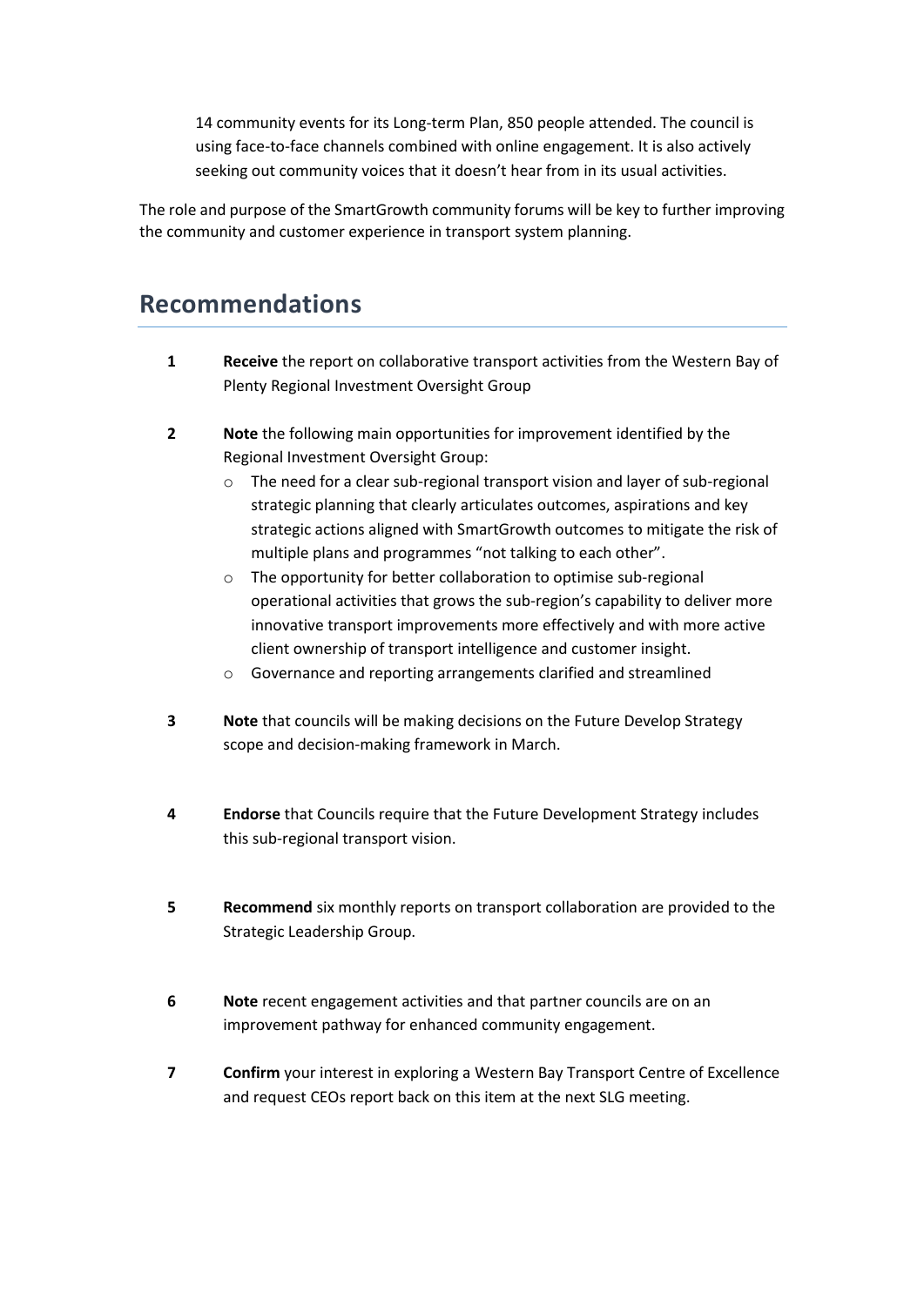14 community events for its Long-term Plan, 850 people attended. The council is using face-to-face channels combined with online engagement. It is also actively seeking out community voices that it doesn't hear from in its usual activities.

The role and purpose of the SmartGrowth community forums will be key to further improving the community and customer experience in transport system planning.

## Recommendations

1. **Receive** the report on collaborative transport activities from the Western Bay of Plenty Regional Investment Oversight Group

2. **Note** the following main opportunities for improvement identified by the Regional Investment Oversight Group:
   - The need for a clear sub-regional transport vision and layer of sub-regional strategic planning that clearly articulates outcomes, aspirations and key strategic actions aligned with SmartGrowth outcomes to mitigate the risk of multiple plans and programmes "not talking to each other".
   - The opportunity for better collaboration to optimise sub-regional operational activities that grows the sub-region's capability to deliver more innovative transport improvements more effectively and with more active client ownership of transport intelligence and customer insight.
   - Governance and reporting arrangements clarified and streamlined

3. **Note** that councils will be making decisions on the Future Develop Strategy scope and decision-making framework in March.

4. **Endorse** that Councils require that the Future Development Strategy includes this sub-regional transport vision.

5. **Recommend** six monthly reports on transport collaboration are provided to the Strategic Leadership Group.

6. **Note** recent engagement activities and that partner councils are on an improvement pathway for enhanced community engagement.

7. **Confirm** your interest in exploring a Western Bay Transport Centre of Excellence and request CEOs report back on this item at the next SLG meeting.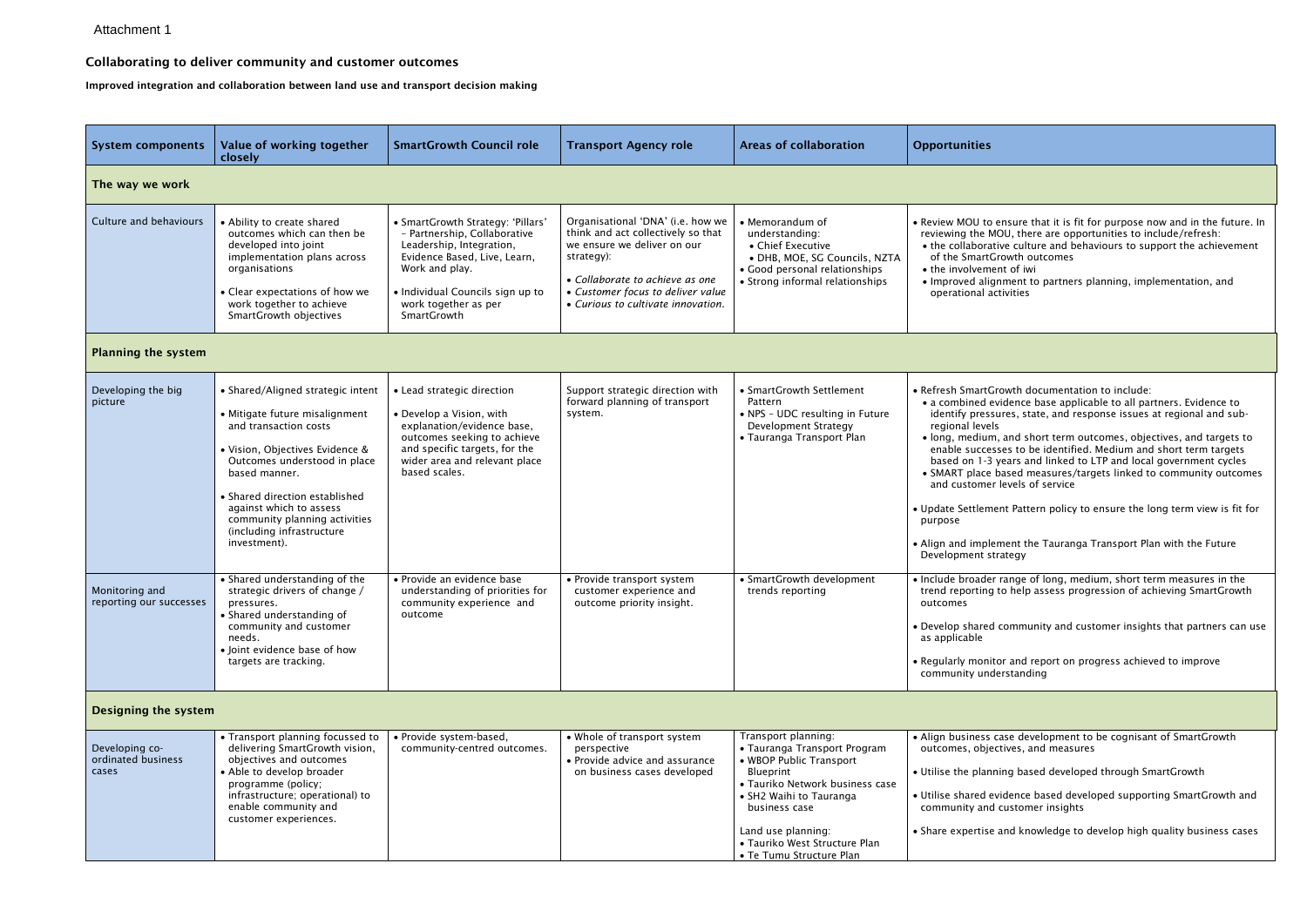Attachment 1

## Collaborating to deliver community and customer outcomes

**Improved integration and collaboration between land use and transport decision making**

| System components | Value of working together closely | SmartGrowth Council role | Transport Agency role | Areas of collaboration | Opportunities |
|---|---|---|---|---|---|
| **The way we work** | | | | | |
| Culture and behaviours | • Ability to create shared outcomes which can then be developed into joint implementation plans across organisations<br>• Clear expectations of how we work together to achieve SmartGrowth objectives | • SmartGrowth Strategy: 'Pillars' – Partnership, Collaborative Leadership, Integration, Evidence Based, Live, Learn, Work and play.<br>• Individual Councils sign up to work together as per SmartGrowth | Organisational 'DNA' (i.e. how we think and act collectively so that we ensure we deliver on our strategy):<br>• *Collaborate to achieve as one*<br>• *Customer focus to deliver value*<br>• *Curious to cultivate innovation.* | • Memorandum of understanding:<br>• Chief Executive<br>• DHB, MOE, SG Councils, NZTA<br>• Good personal relationships<br>• Strong informal relationships | • Review MOU to ensure that it is fit for purpose now and in the future. In reviewing the MOU, there are opportunities to include/refresh:<br>• the collaborative culture and behaviours to support the achievement of the SmartGrowth outcomes<br>• the involvement of iwi<br>• Improved alignment to partners planning, implementation, and operational activities |
| **Planning the system** | | | | | |
| Developing the big picture | • Shared/Aligned strategic intent<br>• Mitigate future misalignment and transaction costs<br>• Vision, Objectives Evidence & Outcomes understood in place based manner.<br>• Shared direction established against which to assess community planning activities (including infrastructure investment). | • Lead strategic direction<br>• Develop a Vision, with explanation/evidence base, outcomes seeking to achieve and specific targets, for the wider area and relevant place based scales. | Support strategic direction with forward planning of transport system. | • SmartGrowth Settlement Pattern<br>• NPS – UDC resulting in Future Development Strategy<br>• Tauranga Transport Plan | • Refresh SmartGrowth documentation to include:<br>• a combined evidence base applicable to all partners. Evidence to identify pressures, state, and response issues at regional and sub-regional levels<br>• long, medium, and short term outcomes, objectives, and targets to enable successes to be identified. Medium and short term targets based on 1-3 years and linked to LTP and local government cycles<br>• SMART place based measures/targets linked to community outcomes and customer levels of service<br>• Update Settlement Pattern policy to ensure the long term view is fit for purpose<br>• Align and implement the Tauranga Transport Plan with the Future Development strategy |
| Monitoring and reporting our successes | • Shared understanding of the strategic drivers of change / pressures.<br>• Shared understanding of community and customer needs.<br>• Joint evidence base of how targets are tracking. | • Provide an evidence base understanding of priorities for community experience and outcome | • Provide transport system customer experience and outcome priority insight. | • SmartGrowth development trends reporting | • Include broader range of long, medium, short term measures in the trend reporting to help assess progression of achieving SmartGrowth outcomes<br>• Develop shared community and customer insights that partners can use as applicable<br>• Regularly monitor and report on progress achieved to improve community understanding |
| **Designing the system** | | | | | |
| Developing co-ordinated business cases | • Transport planning focussed to delivering SmartGrowth vision, objectives and outcomes<br>• Able to develop broader programme (policy; infrastructure; operational) to enable community and customer experiences. | • Provide system-based, community-centred outcomes. | • Whole of transport system perspective<br>• Provide advice and assurance on business cases developed | Transport planning:<br>• Tauranga Transport Program<br>• WBOP Public Transport Blueprint<br>• Tauriko Network business case<br>• SH2 Waihi to Tauranga business case<br>Land use planning:<br>• Tauriko West Structure Plan<br>• Te Tumu Structure Plan | • Align business case development to be cognisant of SmartGrowth outcomes, objectives, and measures<br>• Utilise the planning based developed through SmartGrowth<br>• Utilise shared evidence based developed supporting SmartGrowth and community and customer insights<br>• Share expertise and knowledge to develop high quality business cases |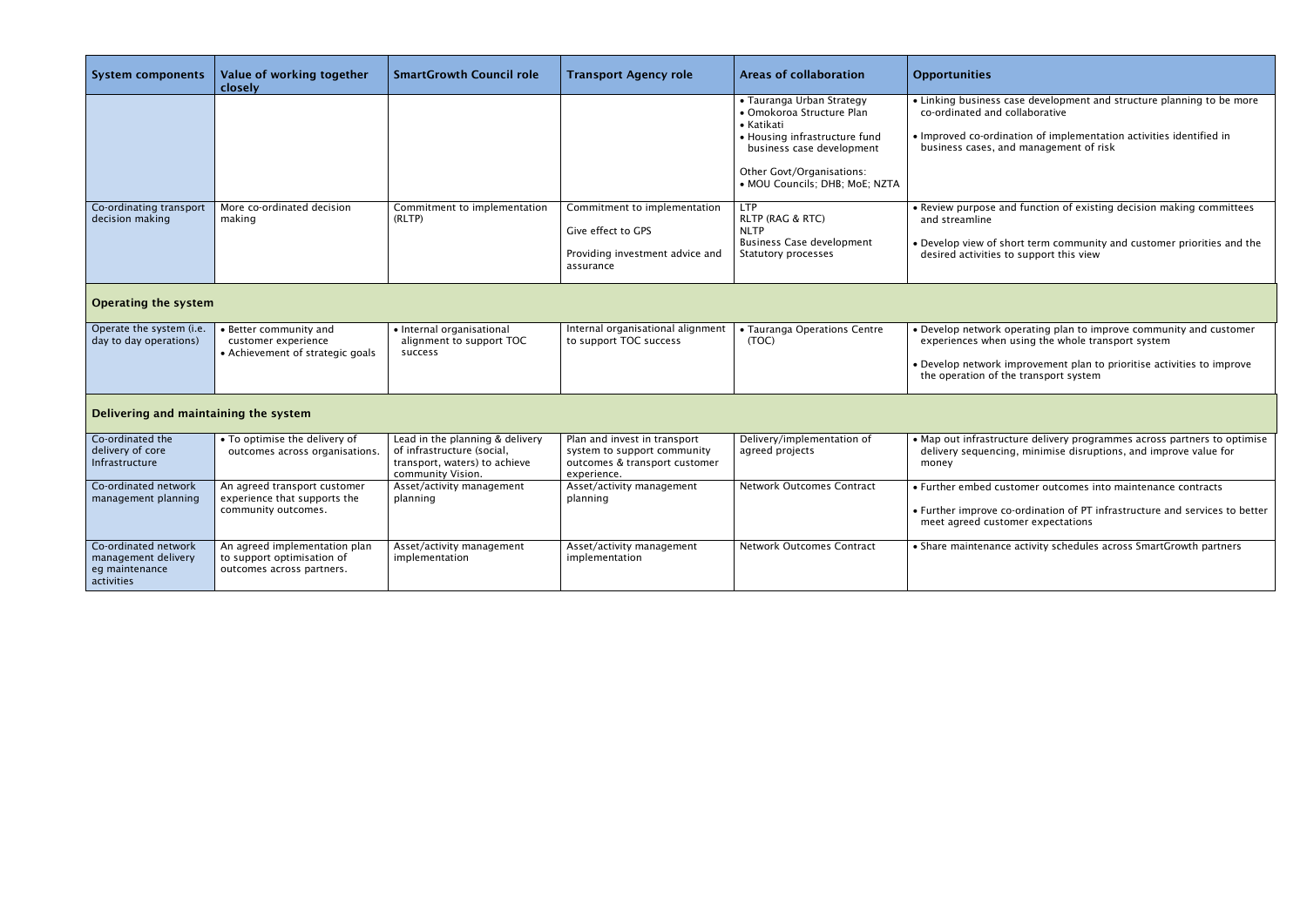| System components | Value of working together closely | SmartGrowth Council role | Transport Agency role | Areas of collaboration | Opportunities |
|---|---|---|---|---|---|
| | | | | • Tauranga Urban Strategy<br>• Omokoroa Structure Plan<br>• Katikati<br>• Housing infrastructure fund business case development<br><br>Other Govt/Organisations:<br>• MOU Councils; DHB; MoE; NZTA | • Linking business case development and structure planning to be more co-ordinated and collaborative<br><br>• Improved co-ordination of implementation activities identified in business cases, and management of risk |
| Co-ordinating transport decision making | More co-ordinated decision making | Commitment to implementation (RLTP) | Commitment to implementation<br><br>Give effect to GPS<br><br>Providing investment advice and assurance | LTP<br>RLTP (RAG & RTC)<br>NLTP<br>Business Case development<br>Statutory processes | • Review purpose and function of existing decision making committees and streamline<br><br>• Develop view of short term community and customer priorities and the desired activities to support this view |
| **Operating the system** | | | | | |
| Operate the system (i.e. day to day operations) | • Better community and customer experience<br>• Achievement of strategic goals | • Internal organisational alignment to support TOC success | Internal organisational alignment to support TOC success | • Tauranga Operations Centre (TOC) | • Develop network operating plan to improve community and customer experiences when using the whole transport system<br><br>• Develop network improvement plan to prioritise activities to improve the operation of the transport system |
| **Delivering and maintaining the system** | | | | | |
| Co-ordinated the delivery of core Infrastructure | • To optimise the delivery of outcomes across organisations. | Lead in the planning & delivery of infrastructure (social, transport, waters) to achieve community Vision. | Plan and invest in transport system to support community outcomes & transport customer experience. | Delivery/implementation of agreed projects | • Map out infrastructure delivery programmes across partners to optimise delivery sequencing, minimise disruptions, and improve value for money |
| Co-ordinated network management planning | An agreed transport customer experience that supports the community outcomes. | Asset/activity management planning | Asset/activity management planning | Network Outcomes Contract | • Further embed customer outcomes into maintenance contracts<br><br>• Further improve co-ordination of PT infrastructure and services to better meet agreed customer expectations |
| Co-ordinated network management delivery eg maintenance activities | An agreed implementation plan to support optimisation of outcomes across partners. | Asset/activity management implementation | Asset/activity management implementation | Network Outcomes Contract | • Share maintenance activity schedules across SmartGrowth partners |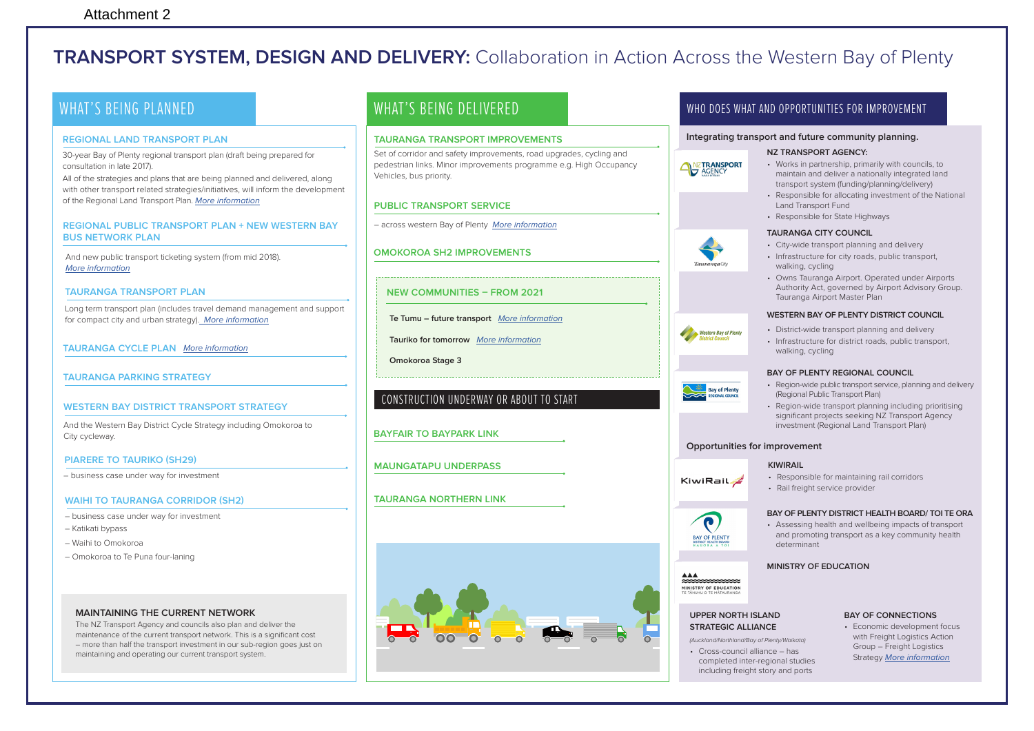Attachment 2

# TRANSPORT SYSTEM, DESIGN AND DELIVERY: Collaboration in Action Across the Western Bay of Plenty

## WHAT'S BEING PLANNED

### REGIONAL LAND TRANSPORT PLAN

30-year Bay of Plenty regional transport plan (draft being prepared for consultation in late 2017).

All of the strategies and plans that are being planned and delivered, along with other transport related strategies/initiatives, will inform the development of the Regional Land Transport Plan. *More information*

### REGIONAL PUBLIC TRANSPORT PLAN + NEW WESTERN BAY BUS NETWORK PLAN

And new public transport ticketing system (from mid 2018). *More information*

### TAURANGA TRANSPORT PLAN

Long term transport plan (includes travel demand management and support for compact city and urban strategy). *More information*

### TAURANGA CYCLE PLAN *More information*

### TAURANGA PARKING STRATEGY

### WESTERN BAY DISTRICT TRANSPORT STRATEGY

And the Western Bay District Cycle Strategy including Omokoroa to City cycleway.

### PIARERE TO TAURIKO (SH29)

– business case under way for investment

### WAIHI TO TAURANGA CORRIDOR (SH2)

– business case under way for investment
– Katikati bypass
– Waihi to Omokoroa
– Omokoroa to Te Puna four-laning

### MAINTAINING THE CURRENT NETWORK

The NZ Transport Agency and councils also plan and deliver the maintenance of the current transport network. This is a significant cost – more than half the transport investment in our sub-region goes just on maintaining and operating our current transport system.

## WHAT'S BEING DELIVERED

### TAURANGA TRANSPORT IMPROVEMENTS

Set of corridor and safety improvements, road upgrades, cycling and pedestrian links. Minor improvements programme e.g. High Occupancy Vehicles, bus priority.

### PUBLIC TRANSPORT SERVICE

– across western Bay of Plenty *More information*

### OMOKOROA SH2 IMPROVEMENTS

### NEW COMMUNITIES – FROM 2021

Te Tumu – future transport *More information*

Tauriko for tomorrow *More information*

Omokoroa Stage 3

### CONSTRUCTION UNDERWAY OR ABOUT TO START

#### BAYFAIR TO BAYPARK LINK

#### MAUNGATAPU UNDERPASS

#### TAURANGA NORTHERN LINK

## WHO DOES WHAT AND OPPORTUNITIES FOR IMPROVEMENT

**Integrating transport and future community planning.**

**NZ TRANSPORT AGENCY:**

- Works in partnership, primarily with councils, to maintain and deliver a nationally integrated land transport system (funding/planning/delivery)
- Responsible for allocating investment of the National Land Transport Fund
- Responsible for State Highways

**TAURANGA CITY COUNCIL**

- City-wide transport planning and delivery
- Infrastructure for city roads, public transport, walking, cycling
- Owns Tauranga Airport. Operated under Airports Authority Act, governed by Airport Advisory Group. Tauranga Airport Master Plan

**WESTERN BAY OF PLENTY DISTRICT COUNCIL**

- District-wide transport planning and delivery
- Infrastructure for district roads, public transport, walking, cycling

**BAY OF PLENTY REGIONAL COUNCIL**

- Region-wide public transport service, planning and delivery (Regional Public Transport Plan)
- Region-wide transport planning including prioritising significant projects seeking NZ Transport Agency investment (Regional Land Transport Plan)

**Opportunities for improvement**

**KIWIRAIL**

- Responsible for maintaining rail corridors
- Rail freight service provider

**BAY OF PLENTY DISTRICT HEALTH BOARD/ TOI TE ORA**

- Assessing health and wellbeing impacts of transport and promoting transport as a key community health determinant

**MINISTRY OF EDUCATION**

**UPPER NORTH ISLAND STRATEGIC ALLIANCE**

*(Auckland/Northland/Bay of Plenty/Waikato)*

- Cross-council alliance – has completed inter-regional studies including freight story and ports

**BAY OF CONNECTIONS**

- Economic development focus with Freight Logistics Action Group – Freight Logistics Strategy *More information*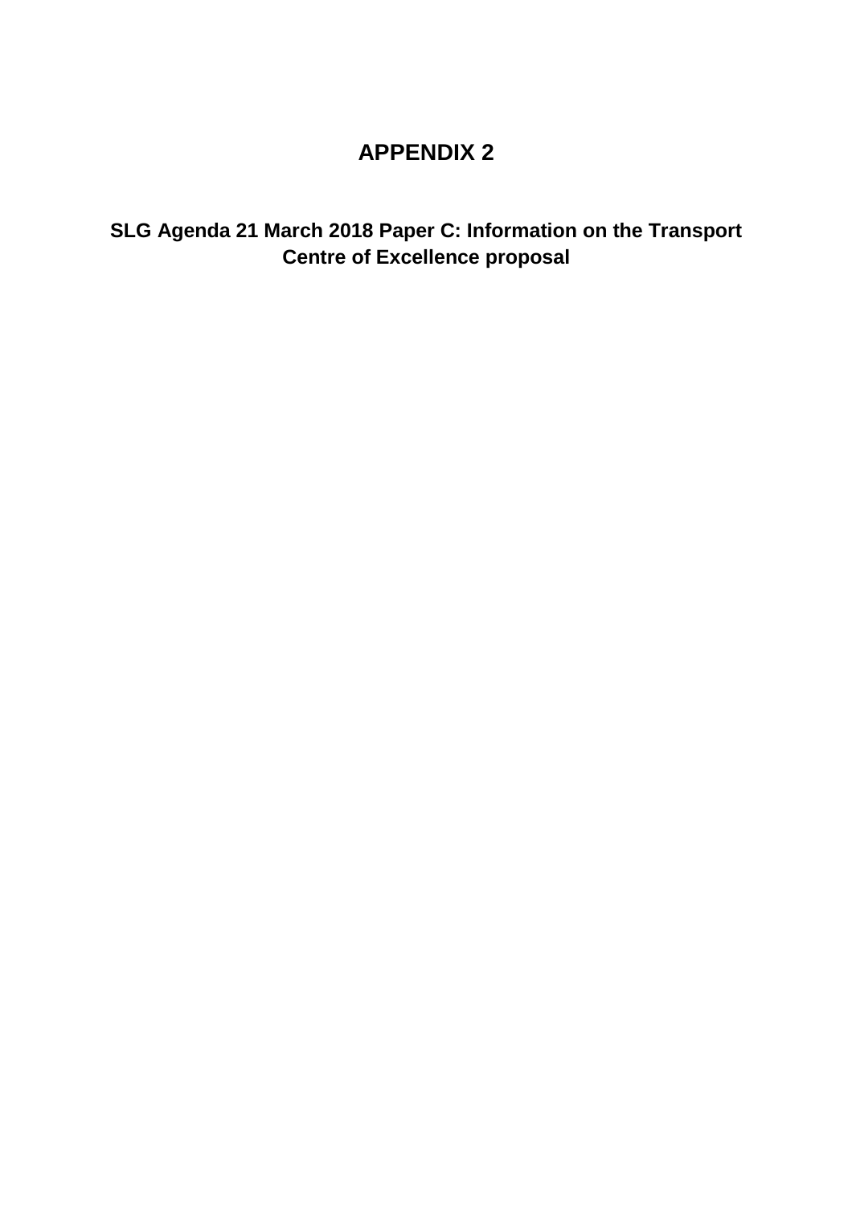# APPENDIX 2

## SLG Agenda 21 March 2018 Paper C: Information on the Transport Centre of Excellence proposal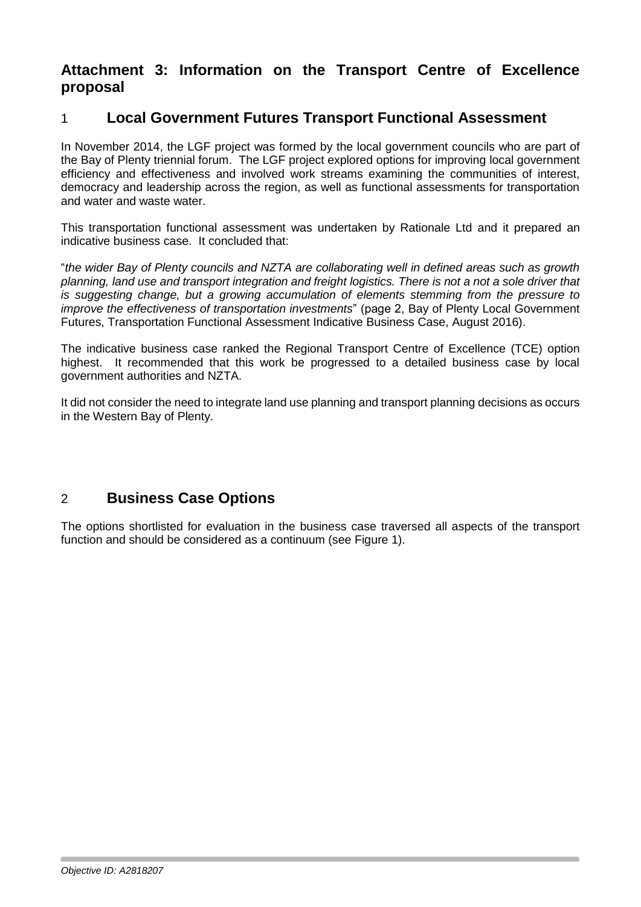## Attachment 3: Information on the Transport Centre of Excellence proposal

## 1 Local Government Futures Transport Functional Assessment

In November 2014, the LGF project was formed by the local government councils who are part of the Bay of Plenty triennial forum. The LGF project explored options for improving local government efficiency and effectiveness and involved work streams examining the communities of interest, democracy and leadership across the region, as well as functional assessments for transportation and water and waste water.

This transportation functional assessment was undertaken by Rationale Ltd and it prepared an indicative business case. It concluded that:

"*the wider Bay of Plenty councils and NZTA are collaborating well in defined areas such as growth planning, land use and transport integration and freight logistics. There is not a not a sole driver that is suggesting change, but a growing accumulation of elements stemming from the pressure to improve the effectiveness of transportation investments*" (page 2, Bay of Plenty Local Government Futures, Transportation Functional Assessment Indicative Business Case, August 2016).

The indicative business case ranked the Regional Transport Centre of Excellence (TCE) option highest. It recommended that this work be progressed to a detailed business case by local government authorities and NZTA.

It did not consider the need to integrate land use planning and transport planning decisions as occurs in the Western Bay of Plenty.

## 2 Business Case Options

The options shortlisted for evaluation in the business case traversed all aspects of the transport function and should be considered as a continuum (see Figure 1).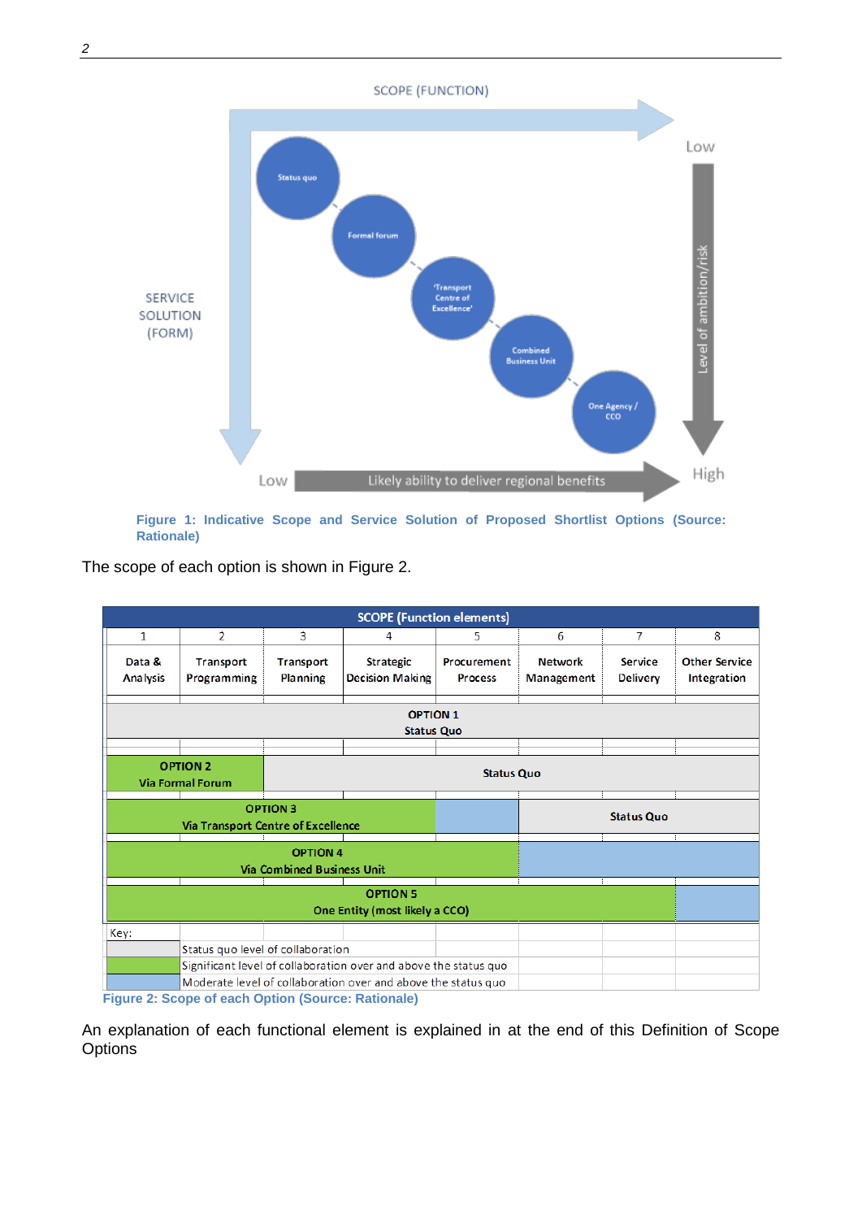Figure 1: Indicative Scope and Service Solution of Proposed Shortlist Options (Source: Rationale)

The scope of each option is shown in Figure 2.

| SCOPE (Function elements) | | | | | | | |
|---|---|---|---|---|---|---|---|
| 1 | 2 | 3 | 4 | 5 | 6 | 7 | 8 |
| Data & Analysis | Transport Programming | Transport Planning | Strategic Decision Making | Procurement Process | Network Management | Service Delivery | Other Service Integration |
| OPTION 1 Status Quo | | | | | | | |
| OPTION 2 Via Formal Forum | | Status Quo | | | | | |
| OPTION 3 Via Transport Centre of Excellence | | | | *(moderate)* | Status Quo | | |
| OPTION 4 Via Combined Business Unit | | | | | *(moderate)* | | |
| OPTION 5 One Entity (most likely a CCO) | | | | | | | *(moderate)* |

Key:

| Key | Description |
|---|---|
| Grey | Status quo level of collaboration |
| Green | Significant level of collaboration over and above the status quo |
| Blue | Moderate level of collaboration over and above the status quo |

Figure 2: Scope of each Option (Source: Rationale)

An explanation of each functional element is explained in at the end of this Definition of Scope Options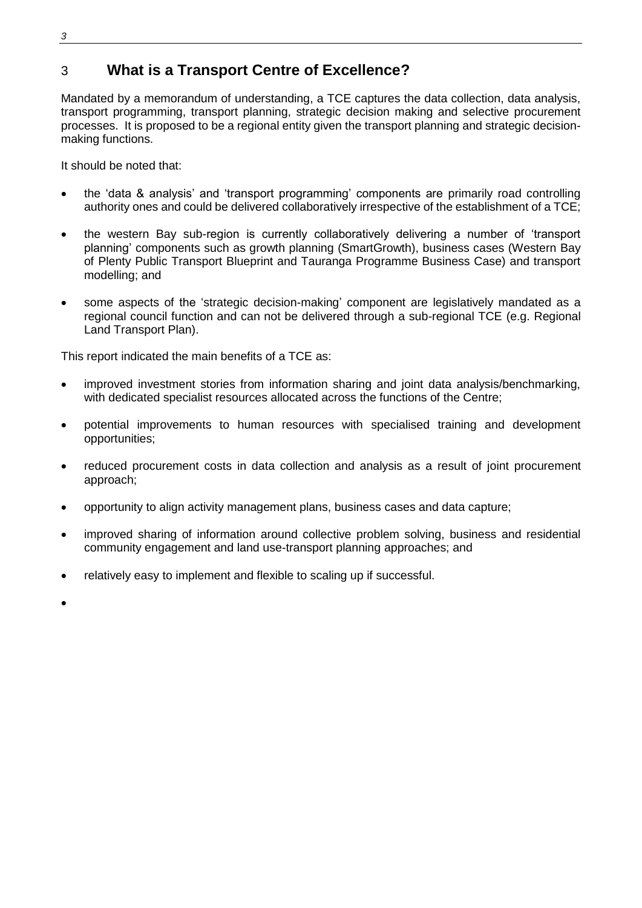# 3 What is a Transport Centre of Excellence?

Mandated by a memorandum of understanding, a TCE captures the data collection, data analysis, transport programming, transport planning, strategic decision making and selective procurement processes. It is proposed to be a regional entity given the transport planning and strategic decision-making functions.

It should be noted that:

- the 'data & analysis' and 'transport programming' components are primarily road controlling authority ones and could be delivered collaboratively irrespective of the establishment of a TCE;
- the western Bay sub-region is currently collaboratively delivering a number of 'transport planning' components such as growth planning (SmartGrowth), business cases (Western Bay of Plenty Public Transport Blueprint and Tauranga Programme Business Case) and transport modelling; and
- some aspects of the 'strategic decision-making' component are legislatively mandated as a regional council function and can not be delivered through a sub-regional TCE (e.g. Regional Land Transport Plan).

This report indicated the main benefits of a TCE as:

- improved investment stories from information sharing and joint data analysis/benchmarking, with dedicated specialist resources allocated across the functions of the Centre;
- potential improvements to human resources with specialised training and development opportunities;
- reduced procurement costs in data collection and analysis as a result of joint procurement approach;
- opportunity to align activity management plans, business cases and data capture;
- improved sharing of information around collective problem solving, business and residential community engagement and land use-transport planning approaches; and
- relatively easy to implement and flexible to scaling up if successful.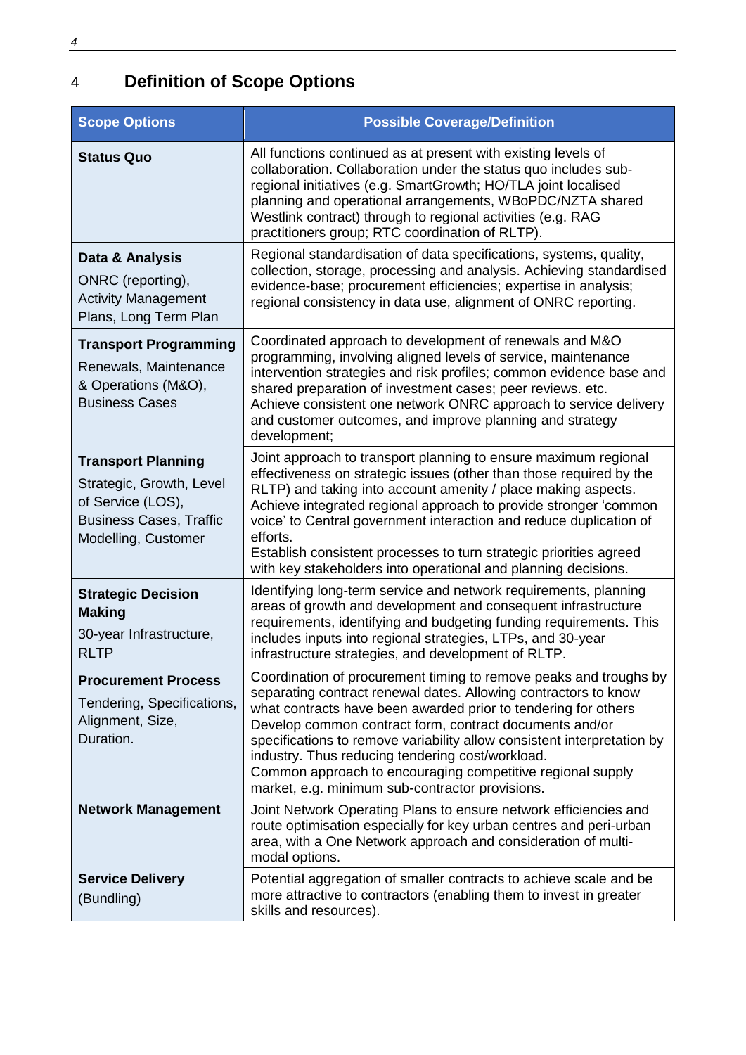# 4 Definition of Scope Options

| Scope Options | Possible Coverage/Definition |
|---|---|
| **Status Quo** | All functions continued as at present with existing levels of collaboration. Collaboration under the status quo includes sub-regional initiatives (e.g. SmartGrowth; HO/TLA joint localised planning and operational arrangements, WBoPDC/NZTA shared Westlink contract) through to regional activities (e.g. RAG practitioners group; RTC coordination of RLTP). |
| **Data & Analysis**<br>ONRC (reporting), Activity Management Plans, Long Term Plan | Regional standardisation of data specifications, systems, quality, collection, storage, processing and analysis. Achieving standardised evidence-base; procurement efficiencies; expertise in analysis; regional consistency in data use, alignment of ONRC reporting. |
| **Transport Programming**<br>Renewals, Maintenance & Operations (M&O), Business Cases | Coordinated approach to development of renewals and M&O programming, involving aligned levels of service, maintenance intervention strategies and risk profiles; common evidence base and shared preparation of investment cases; peer reviews. etc. Achieve consistent one network ONRC approach to service delivery and customer outcomes, and improve planning and strategy development; |
| **Transport Planning**<br>Strategic, Growth, Level of Service (LOS), Business Cases, Traffic Modelling, Customer | Joint approach to transport planning to ensure maximum regional effectiveness on strategic issues (other than those required by the RLTP) and taking into account amenity / place making aspects. Achieve integrated regional approach to provide stronger 'common voice' to Central government interaction and reduce duplication of efforts.<br>Establish consistent processes to turn strategic priorities agreed with key stakeholders into operational and planning decisions. |
| **Strategic Decision Making**<br>30-year Infrastructure, RLTP | Identifying long-term service and network requirements, planning areas of growth and development and consequent infrastructure requirements, identifying and budgeting funding requirements. This includes inputs into regional strategies, LTPs, and 30-year infrastructure strategies, and development of RLTP. |
| **Procurement Process**<br>Tendering, Specifications, Alignment, Size, Duration. | Coordination of procurement timing to remove peaks and troughs by separating contract renewal dates. Allowing contractors to know what contracts have been awarded prior to tendering for others<br>Develop common contract form, contract documents and/or specifications to remove variability allow consistent interpretation by industry. Thus reducing tendering cost/workload.<br>Common approach to encouraging competitive regional supply market, e.g. minimum sub-contractor provisions. |
| **Network Management** | Joint Network Operating Plans to ensure network efficiencies and route optimisation especially for key urban centres and peri-urban area, with a One Network approach and consideration of multi-modal options. |
| **Service Delivery**<br>(Bundling) | Potential aggregation of smaller contracts to achieve scale and be more attractive to contractors (enabling them to invest in greater skills and resources). |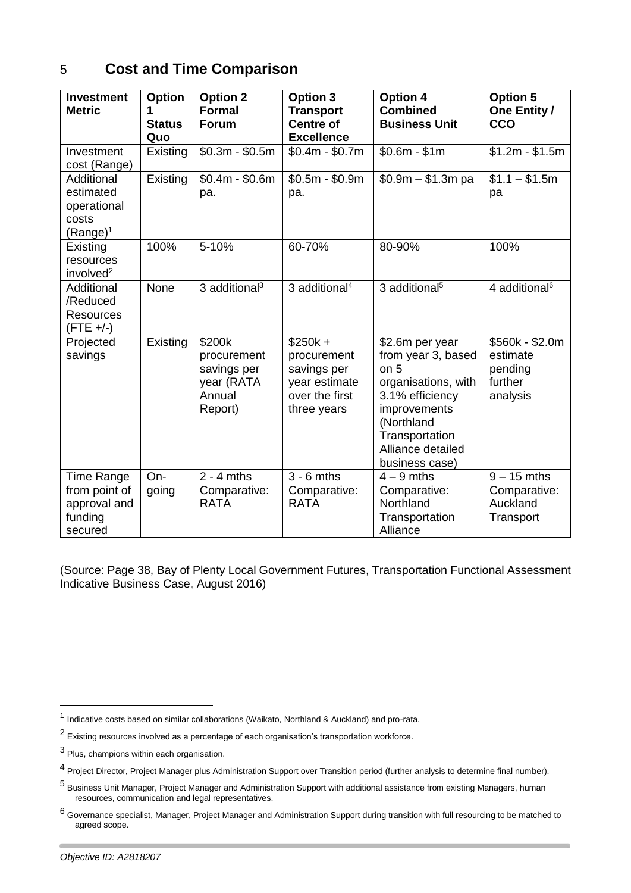## 5 Cost and Time Comparison

| Investment Metric | Option 1 Status Quo | Option 2 Formal Forum | Option 3 Transport Centre of Excellence | Option 4 Combined Business Unit | Option 5 One Entity / CCO |
|---|---|---|---|---|---|
| Investment cost (Range) | Existing | $0.3m - $0.5m | $0.4m - $0.7m | $0.6m - $1m | $1.2m - $1.5m |
| Additional estimated operational costs (Range)[1] | Existing | $0.4m - $0.6m pa. | $0.5m - $0.9m pa. | $0.9m – $1.3m pa | $1.1 – $1.5m pa |
| Existing resources involved[2] | 100% | 5-10% | 60-70% | 80-90% | 100% |
| Additional /Reduced Resources (FTE +/-) | None | 3 additional[3] | 3 additional[4] | 3 additional[5] | 4 additional[6] |
| Projected savings | Existing | $200k procurement savings per year (RATA Annual Report) | $250k + procurement savings per year estimate over the first three years | $2.6m per year from year 3, based on 5 organisations, with 3.1% efficiency improvements (Northland Transportation Alliance detailed business case) | $560k - $2.0m estimate pending further analysis |
| Time Range from point of approval and funding secured | On-going | 2 - 4 mths Comparative: RATA | 3 - 6 mths Comparative: RATA | 4 – 9 mths Comparative: Northland Transportation Alliance | 9 – 15 mths Comparative: Auckland Transport |

(Source: Page 38, Bay of Plenty Local Government Futures, Transportation Functional Assessment Indicative Business Case, August 2016)

[1] Indicative costs based on similar collaborations (Waikato, Northland & Auckland) and pro-rata.

[2] Existing resources involved as a percentage of each organisation's transportation workforce.

[3] Plus, champions within each organisation.

[4] Project Director, Project Manager plus Administration Support over Transition period (further analysis to determine final number).

[5] Business Unit Manager, Project Manager and Administration Support with additional assistance from existing Managers, human resources, communication and legal representatives.

[6] Governance specialist, Manager, Project Manager and Administration Support during transition with full resourcing to be matched to agreed scope.

*Objective ID: A2818207*